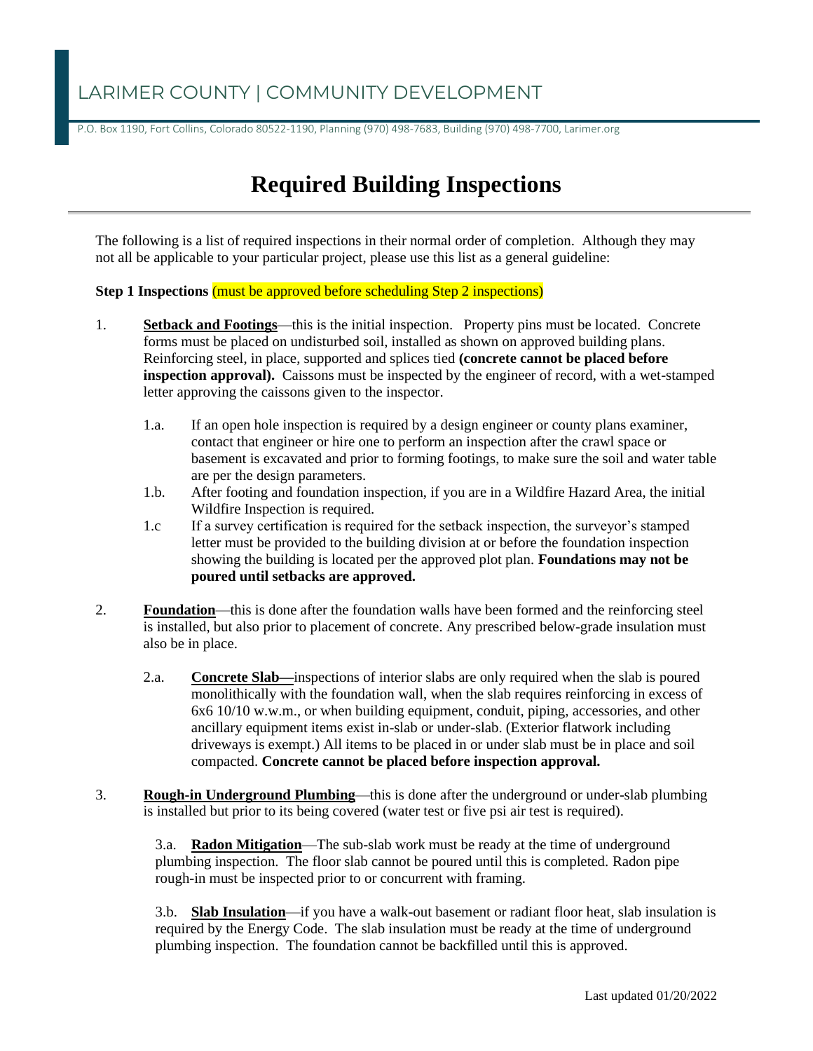LARIMER COUNTY | COMMUNITY DEVELOPMENT

P.O. Box 1190, Fort Collins, Colorado 80522-1190, Planning (970) 498-7683, Building (970) 498-7700, Larimer.org

# Required Building Inspections

The following is a list of required inspections in their normal order of completion. Although they may not all be applicable to your particular project, please use this list as a general guideline:

**Step 1 Inspections** (must be approved before scheduling Step 2 inspections)

1. **Setback and Footings**—this is the initial inspection. Property pins must be located. Concrete forms must be placed on undisturbed soil, installed as shown on approved building plans. Reinforcing steel, in place, supported and splices tied **(concrete cannot be placed before inspection approval).** Caissons must be inspected by the engineer of record, with a wet-stamped letter approving the caissons given to the inspector.

    1.a. If an open hole inspection is required by a design engineer or county plans examiner, contact that engineer or hire one to perform an inspection after the crawl space or basement is excavated and prior to forming footings, to make sure the soil and water table are per the design parameters.

    1.b. After footing and foundation inspection, if you are in a Wildfire Hazard Area, the initial Wildfire Inspection is required.

    1.c If a survey certification is required for the setback inspection, the surveyor's stamped letter must be provided to the building division at or before the foundation inspection showing the building is located per the approved plot plan. **Foundations may not be poured until setbacks are approved.**

2. **Foundation**—this is done after the foundation walls have been formed and the reinforcing steel is installed, but also prior to placement of concrete. Any prescribed below-grade insulation must also be in place.

    2.a. **Concrete Slab—**inspections of interior slabs are only required when the slab is poured monolithically with the foundation wall, when the slab requires reinforcing in excess of 6x6 10/10 w.w.m., or when building equipment, conduit, piping, accessories, and other ancillary equipment items exist in-slab or under-slab. (Exterior flatwork including driveways is exempt.) All items to be placed in or under slab must be in place and soil compacted. **Concrete cannot be placed before inspection approval.**

3. **Rough-in Underground Plumbing**—this is done after the underground or under-slab plumbing is installed but prior to its being covered (water test or five psi air test is required).

    3.a. **Radon Mitigation**—The sub-slab work must be ready at the time of underground plumbing inspection. The floor slab cannot be poured until this is completed. Radon pipe rough-in must be inspected prior to or concurrent with framing.

    3.b. **Slab Insulation**—if you have a walk-out basement or radiant floor heat, slab insulation is required by the Energy Code. The slab insulation must be ready at the time of underground plumbing inspection. The foundation cannot be backfilled until this is approved.

Last updated 01/20/2022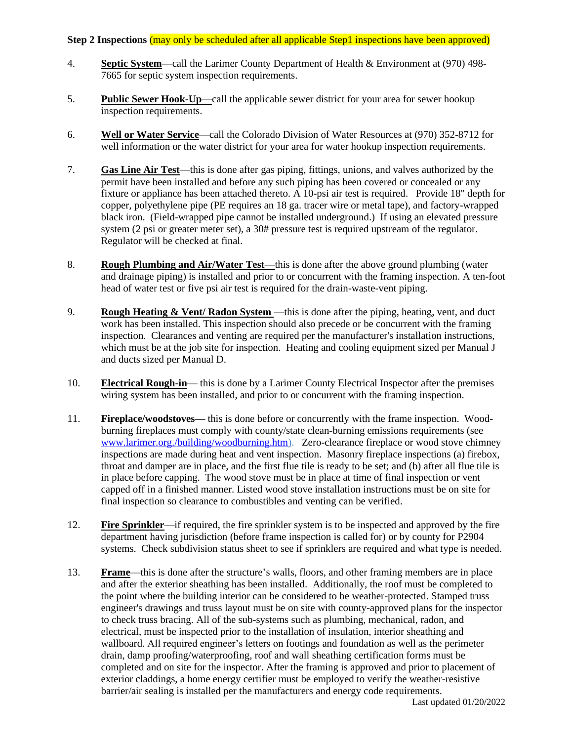**Step 2 Inspections** (may only be scheduled after all applicable Step1 inspections have been approved)

4. **Septic System**—call the Larimer County Department of Health & Environment at (970) 498-7665 for septic system inspection requirements.

5. **Public Sewer Hook-Up**—call the applicable sewer district for your area for sewer hookup inspection requirements.

6. **Well or Water Service**—call the Colorado Division of Water Resources at (970) 352-8712 for well information or the water district for your area for water hookup inspection requirements.

7. **Gas Line Air Test**—this is done after gas piping, fittings, unions, and valves authorized by the permit have been installed and before any such piping has been covered or concealed or any fixture or appliance has been attached thereto. A 10-psi air test is required. Provide 18" depth for copper, polyethylene pipe (PE requires an 18 ga. tracer wire or metal tape), and factory-wrapped black iron. (Field-wrapped pipe cannot be installed underground.) If using an elevated pressure system (2 psi or greater meter set), a 30# pressure test is required upstream of the regulator. Regulator will be checked at final.

8. **Rough Plumbing and Air/Water Test**—this is done after the above ground plumbing (water and drainage piping) is installed and prior to or concurrent with the framing inspection. A ten-foot head of water test or five psi air test is required for the drain-waste-vent piping.

9. **Rough Heating & Vent/ Radon System** —this is done after the piping, heating, vent, and duct work has been installed. This inspection should also precede or be concurrent with the framing inspection. Clearances and venting are required per the manufacturer's installation instructions, which must be at the job site for inspection. Heating and cooling equipment sized per Manual J and ducts sized per Manual D.

10. **Electrical Rough-in**— this is done by a Larimer County Electrical Inspector after the premises wiring system has been installed, and prior to or concurrent with the framing inspection.

11. **Fireplace/woodstoves—** this is done before or concurrently with the frame inspection. Wood-burning fireplaces must comply with county/state clean-burning emissions requirements (see www.larimer.org./building/woodburning.htm). Zero-clearance fireplace or wood stove chimney inspections are made during heat and vent inspection. Masonry fireplace inspections (a) firebox, throat and damper are in place, and the first flue tile is ready to be set; and (b) after all flue tile is in place before capping. The wood stove must be in place at time of final inspection or vent capped off in a finished manner. Listed wood stove installation instructions must be on site for final inspection so clearance to combustibles and venting can be verified.

12. **Fire Sprinkler**—if required, the fire sprinkler system is to be inspected and approved by the fire department having jurisdiction (before frame inspection is called for) or by county for P2904 systems. Check subdivision status sheet to see if sprinklers are required and what type is needed.

13. **Frame**—this is done after the structure's walls, floors, and other framing members are in place and after the exterior sheathing has been installed. Additionally, the roof must be completed to the point where the building interior can be considered to be weather-protected. Stamped truss engineer's drawings and truss layout must be on site with county-approved plans for the inspector to check truss bracing. All of the sub-systems such as plumbing, mechanical, radon, and electrical, must be inspected prior to the installation of insulation, interior sheathing and wallboard. All required engineer's letters on footings and foundation as well as the perimeter drain, damp proofing/waterproofing, roof and wall sheathing certification forms must be completed and on site for the inspector. After the framing is approved and prior to placement of exterior claddings, a home energy certifier must be employed to verify the weather-resistive barrier/air sealing is installed per the manufacturers and energy code requirements.

Last updated 01/20/2022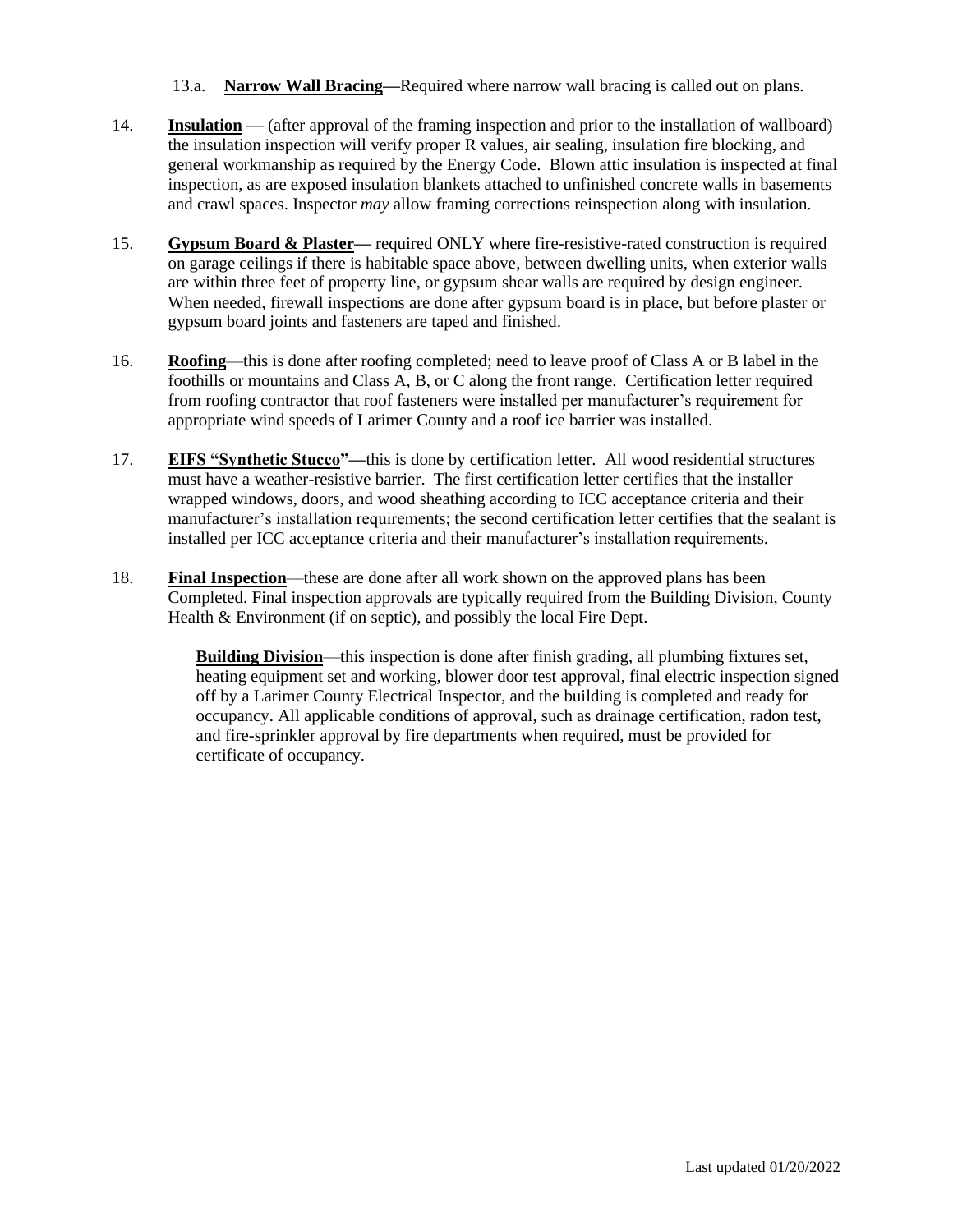13.a. **Narrow Wall Bracing**—Required where narrow wall bracing is called out on plans.

14. **Insulation** — (after approval of the framing inspection and prior to the installation of wallboard) the insulation inspection will verify proper R values, air sealing, insulation fire blocking, and general workmanship as required by the Energy Code. Blown attic insulation is inspected at final inspection, as are exposed insulation blankets attached to unfinished concrete walls in basements and crawl spaces. Inspector *may* allow framing corrections reinspection along with insulation.

15. **Gypsum Board & Plaster**— required ONLY where fire-resistive-rated construction is required on garage ceilings if there is habitable space above, between dwelling units, when exterior walls are within three feet of property line, or gypsum shear walls are required by design engineer. When needed, firewall inspections are done after gypsum board is in place, but before plaster or gypsum board joints and fasteners are taped and finished.

16. **Roofing**—this is done after roofing completed; need to leave proof of Class A or B label in the foothills or mountains and Class A, B, or C along the front range. Certification letter required from roofing contractor that roof fasteners were installed per manufacturer's requirement for appropriate wind speeds of Larimer County and a roof ice barrier was installed.

17. **EIFS "Synthetic Stucco"**—this is done by certification letter. All wood residential structures must have a weather-resistive barrier. The first certification letter certifies that the installer wrapped windows, doors, and wood sheathing according to ICC acceptance criteria and their manufacturer's installation requirements; the second certification letter certifies that the sealant is installed per ICC acceptance criteria and their manufacturer's installation requirements.

18. **Final Inspection**—these are done after all work shown on the approved plans has been Completed. Final inspection approvals are typically required from the Building Division, County Health & Environment (if on septic), and possibly the local Fire Dept.

    **Building Division**—this inspection is done after finish grading, all plumbing fixtures set, heating equipment set and working, blower door test approval, final electric inspection signed off by a Larimer County Electrical Inspector, and the building is completed and ready for occupancy. All applicable conditions of approval, such as drainage certification, radon test, and fire-sprinkler approval by fire departments when required, must be provided for certificate of occupancy.

Last updated 01/20/2022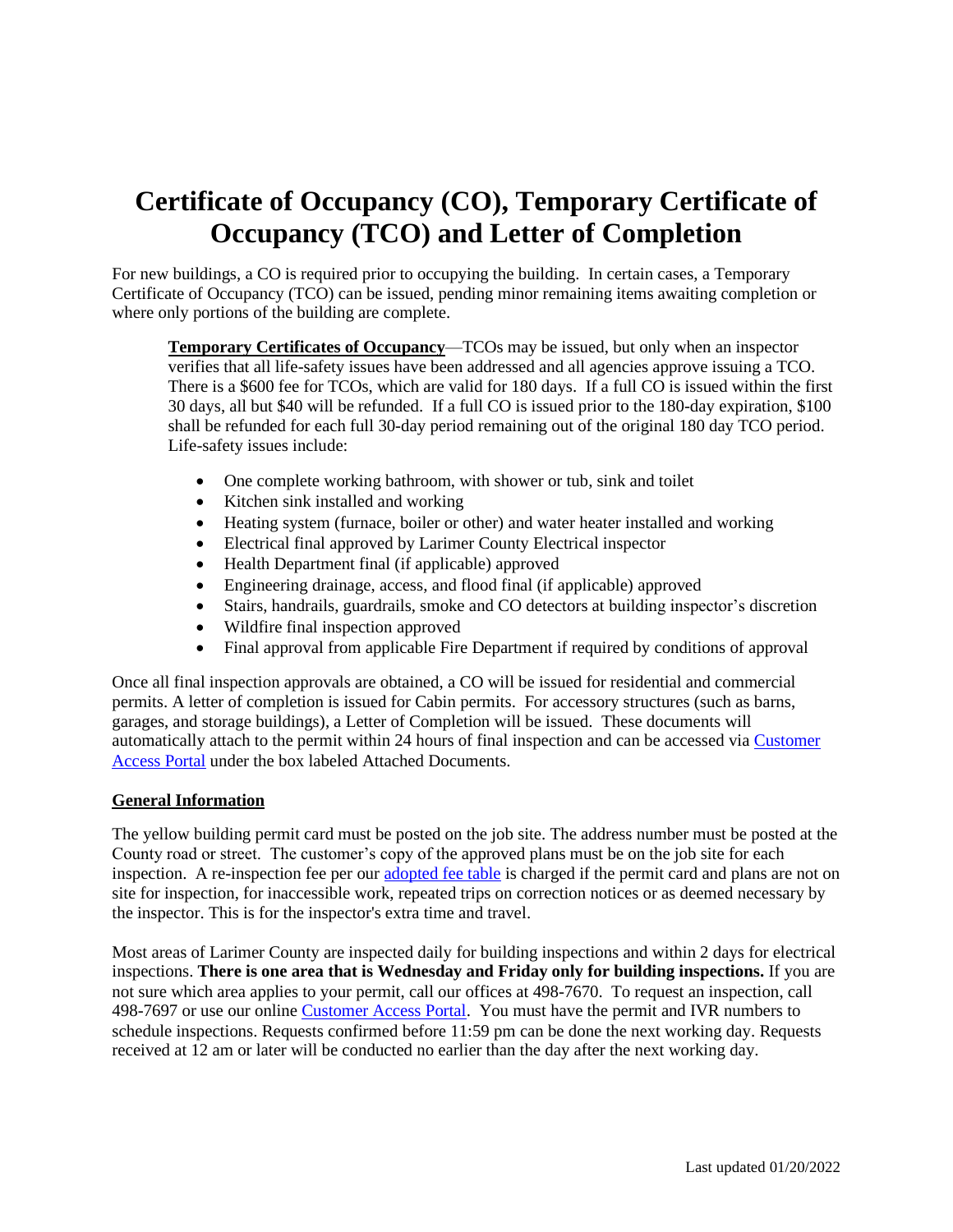# Certificate of Occupancy (CO), Temporary Certificate of Occupancy (TCO) and Letter of Completion

For new buildings, a CO is required prior to occupying the building. In certain cases, a Temporary Certificate of Occupancy (TCO) can be issued, pending minor remaining items awaiting completion or where only portions of the building are complete.

> **Temporary Certificates of Occupancy**—TCOs may be issued, but only when an inspector verifies that all life-safety issues have been addressed and all agencies approve issuing a TCO. There is a $600 fee for TCOs, which are valid for 180 days. If a full CO is issued within the first 30 days, all but $40 will be refunded. If a full CO is issued prior to the 180-day expiration, $100 shall be refunded for each full 30-day period remaining out of the original 180 day TCO period. Life-safety issues include:
>
> - One complete working bathroom, with shower or tub, sink and toilet
> - Kitchen sink installed and working
> - Heating system (furnace, boiler or other) and water heater installed and working
> - Electrical final approved by Larimer County Electrical inspector
> - Health Department final (if applicable) approved
> - Engineering drainage, access, and flood final (if applicable) approved
> - Stairs, handrails, guardrails, smoke and CO detectors at building inspector's discretion
> - Wildfire final inspection approved
> - Final approval from applicable Fire Department if required by conditions of approval

Once all final inspection approvals are obtained, a CO will be issued for residential and commercial permits. A letter of completion is issued for Cabin permits. For accessory structures (such as barns, garages, and storage buildings), a Letter of Completion will be issued. These documents will automatically attach to the permit within 24 hours of final inspection and can be accessed via Customer Access Portal under the box labeled Attached Documents.

## General Information

The yellow building permit card must be posted on the job site. The address number must be posted at the County road or street. The customer's copy of the approved plans must be on the job site for each inspection. A re-inspection fee per our adopted fee table is charged if the permit card and plans are not on site for inspection, for inaccessible work, repeated trips on correction notices or as deemed necessary by the inspector. This is for the inspector's extra time and travel.

Most areas of Larimer County are inspected daily for building inspections and within 2 days for electrical inspections. **There is one area that is Wednesday and Friday only for building inspections.** If you are not sure which area applies to your permit, call our offices at 498-7670. To request an inspection, call 498-7697 or use our online Customer Access Portal. You must have the permit and IVR numbers to schedule inspections. Requests confirmed before 11:59 pm can be done the next working day. Requests received at 12 am or later will be conducted no earlier than the day after the next working day.

Last updated 01/20/2022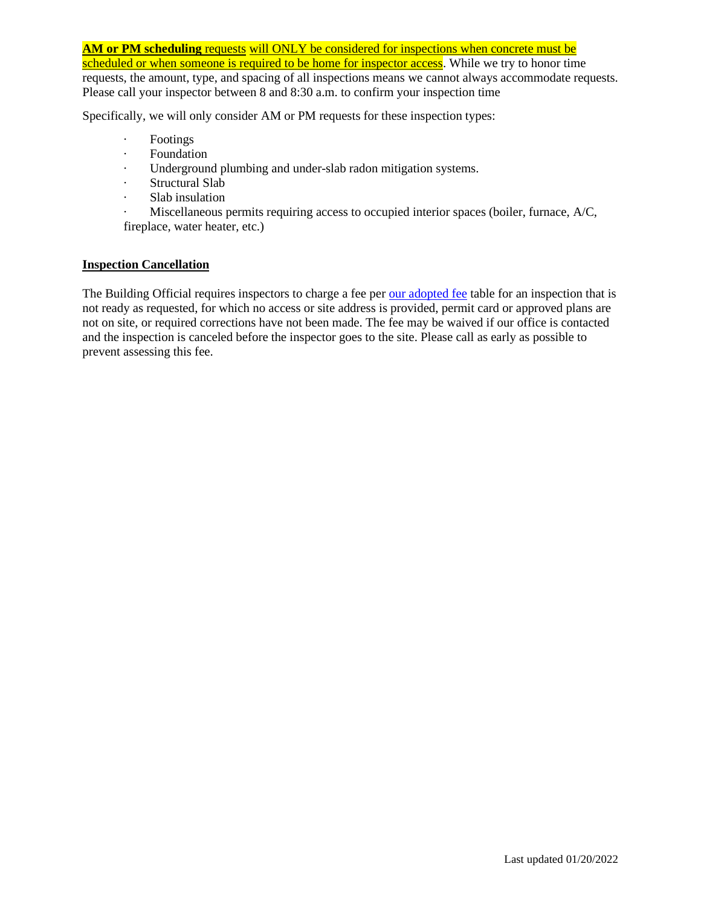**AM or PM scheduling** requests will ONLY be considered for inspections when concrete must be scheduled or when someone is required to be home for inspector access. While we try to honor time requests, the amount, type, and spacing of all inspections means we cannot always accommodate requests. Please call your inspector between 8 and 8:30 a.m. to confirm your inspection time

Specifically, we will only consider AM or PM requests for these inspection types:

- Footings
- Foundation
- Underground plumbing and under-slab radon mitigation systems.
- Structural Slab
- Slab insulation
- Miscellaneous permits requiring access to occupied interior spaces (boiler, furnace, A/C, fireplace, water heater, etc.)

**Inspection Cancellation**

The Building Official requires inspectors to charge a fee per our adopted fee table for an inspection that is not ready as requested, for which no access or site address is provided, permit card or approved plans are not on site, or required corrections have not been made. The fee may be waived if our office is contacted and the inspection is canceled before the inspector goes to the site. Please call as early as possible to prevent assessing this fee.

Last updated 01/20/2022